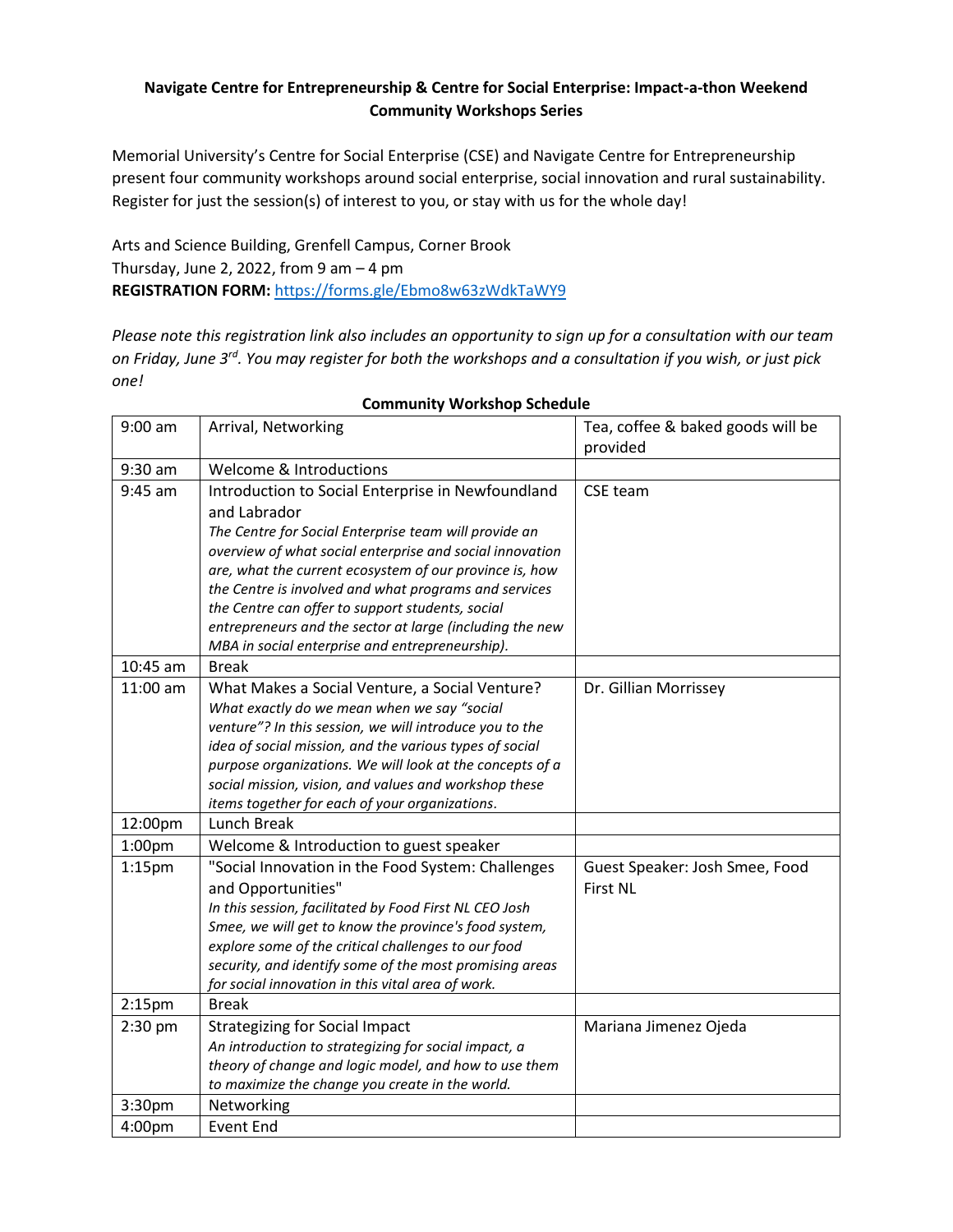**Navigate Centre for Entrepreneurship & Centre for Social Enterprise: Impact-a-thon Weekend Community Workshops Series**

Memorial University's Centre for Social Enterprise (CSE) and Navigate Centre for Entrepreneurship present four community workshops around social enterprise, social innovation and rural sustainability. Register for just the session(s) of interest to you, or stay with us for the whole day!

Arts and Science Building, Grenfell Campus, Corner Brook
Thursday, June 2, 2022, from 9 am – 4 pm
**REGISTRATION FORM:** https://forms.gle/Ebmo8w63zWdkTaWY9

*Please note this registration link also includes an opportunity to sign up for a consultation with our team on Friday, June 3rd. You may register for both the workshops and a consultation if you wish, or just pick one!*

**Community Workshop Schedule**

| Time | Session | Facilitator / Notes |
|---|---|---|
| 9:00 am | Arrival, Networking | Tea, coffee & baked goods will be provided |
| 9:30 am | Welcome & Introductions | |
| 9:45 am | Introduction to Social Enterprise in Newfoundland and Labrador<br>*The Centre for Social Enterprise team will provide an overview of what social enterprise and social innovation are, what the current ecosystem of our province is, how the Centre is involved and what programs and services the Centre can offer to support students, social entrepreneurs and the sector at large (including the new MBA in social enterprise and entrepreneurship).* | CSE team |
| 10:45 am | Break | |
| 11:00 am | What Makes a Social Venture, a Social Venture?<br>*What exactly do we mean when we say "social venture"? In this session, we will introduce you to the idea of social mission, and the various types of social purpose organizations. We will look at the concepts of a social mission, vision, and values and workshop these items together for each of your organizations.* | Dr. Gillian Morrissey |
| 12:00pm | Lunch Break | |
| 1:00pm | Welcome & Introduction to guest speaker | |
| 1:15pm | "Social Innovation in the Food System: Challenges and Opportunities"<br>*In this session, facilitated by Food First NL CEO Josh Smee, we will get to know the province's food system, explore some of the critical challenges to our food security, and identify some of the most promising areas for social innovation in this vital area of work.* | Guest Speaker: Josh Smee, Food First NL |
| 2:15pm | Break | |
| 2:30 pm | Strategizing for Social Impact<br>*An introduction to strategizing for social impact, a theory of change and logic model, and how to use them to maximize the change you create in the world.* | Mariana Jimenez Ojeda |
| 3:30pm | Networking | |
| 4:00pm | Event End | |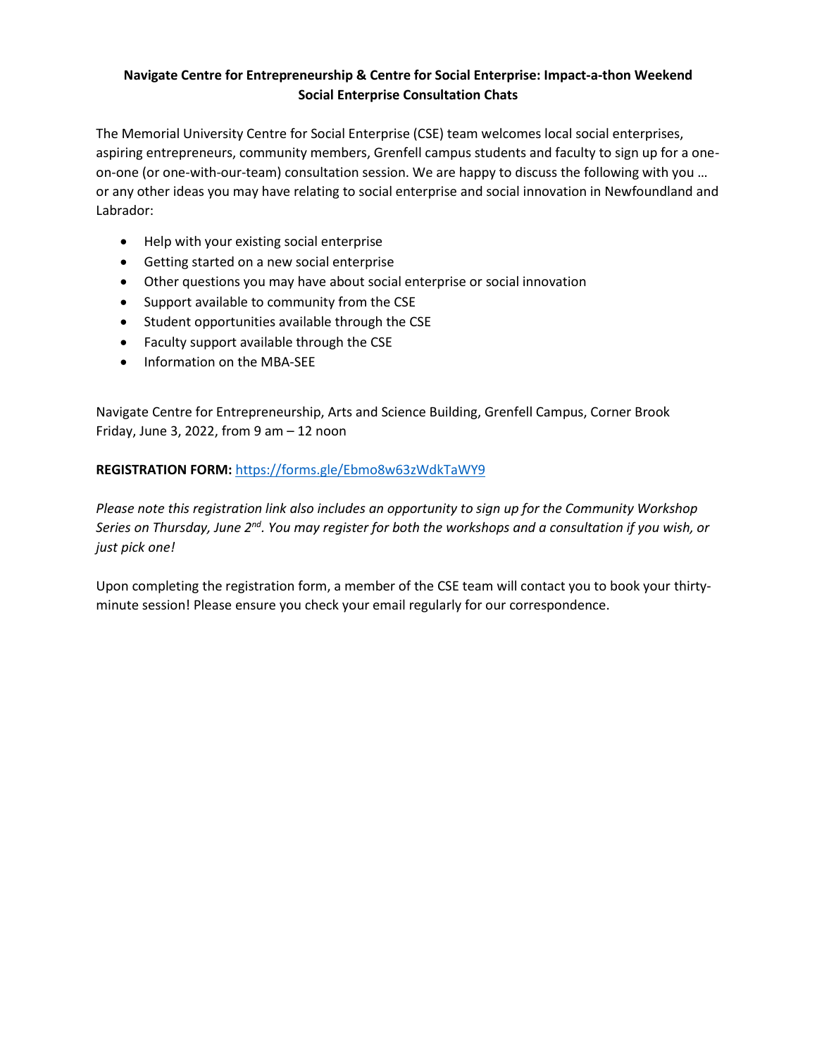**Navigate Centre for Entrepreneurship & Centre for Social Enterprise: Impact-a-thon Weekend Social Enterprise Consultation Chats**

The Memorial University Centre for Social Enterprise (CSE) team welcomes local social enterprises, aspiring entrepreneurs, community members, Grenfell campus students and faculty to sign up for a one-on-one (or one-with-our-team) consultation session. We are happy to discuss the following with you … or any other ideas you may have relating to social enterprise and social innovation in Newfoundland and Labrador:

- Help with your existing social enterprise
- Getting started on a new social enterprise
- Other questions you may have about social enterprise or social innovation
- Support available to community from the CSE
- Student opportunities available through the CSE
- Faculty support available through the CSE
- Information on the MBA-SEE

Navigate Centre for Entrepreneurship, Arts and Science Building, Grenfell Campus, Corner Brook
Friday, June 3, 2022, from 9 am – 12 noon

**REGISTRATION FORM:** https://forms.gle/Ebmo8w63zWdkTaWY9

*Please note this registration link also includes an opportunity to sign up for the Community Workshop Series on Thursday, June 2nd. You may register for both the workshops and a consultation if you wish, or just pick one!*

Upon completing the registration form, a member of the CSE team will contact you to book your thirty-minute session! Please ensure you check your email regularly for our correspondence.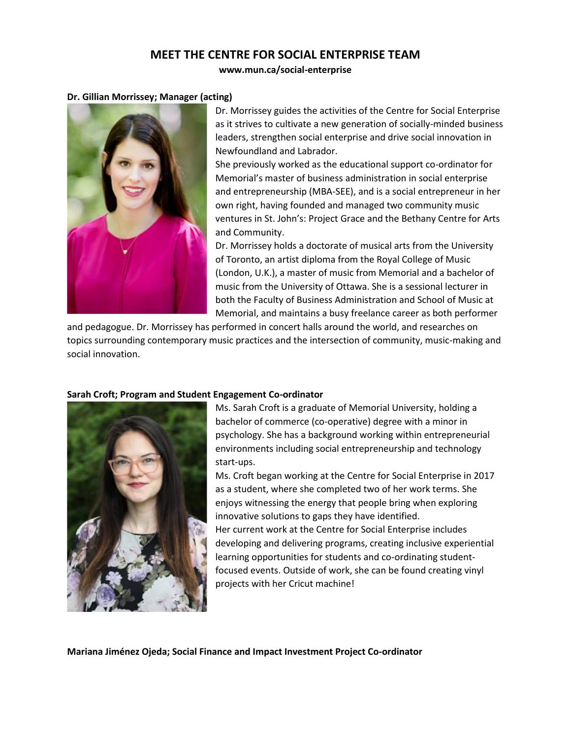# MEET THE CENTRE FOR SOCIAL ENTERPRISE TEAM

**www.mun.ca/social-enterprise**

**Dr. Gillian Morrissey; Manager (acting)**

Dr. Morrissey guides the activities of the Centre for Social Enterprise as it strives to cultivate a new generation of socially-minded business leaders, strengthen social enterprise and drive social innovation in Newfoundland and Labrador.

She previously worked as the educational support co-ordinator for Memorial's master of business administration in social enterprise and entrepreneurship (MBA-SEE), and is a social entrepreneur in her own right, having founded and managed two community music ventures in St. John's: Project Grace and the Bethany Centre for Arts and Community.

Dr. Morrissey holds a doctorate of musical arts from the University of Toronto, an artist diploma from the Royal College of Music (London, U.K.), a master of music from Memorial and a bachelor of music from the University of Ottawa. She is a sessional lecturer in both the Faculty of Business Administration and School of Music at Memorial, and maintains a busy freelance career as both performer and pedagogue. Dr. Morrissey has performed in concert halls around the world, and researches on topics surrounding contemporary music practices and the intersection of community, music-making and social innovation.

**Sarah Croft; Program and Student Engagement Co-ordinator**

Ms. Sarah Croft is a graduate of Memorial University, holding a bachelor of commerce (co-operative) degree with a minor in psychology. She has a background working within entrepreneurial environments including social entrepreneurship and technology start-ups.

Ms. Croft began working at the Centre for Social Enterprise in 2017 as a student, where she completed two of her work terms. She enjoys witnessing the energy that people bring when exploring innovative solutions to gaps they have identified.

Her current work at the Centre for Social Enterprise includes developing and delivering programs, creating inclusive experiential learning opportunities for students and co-ordinating student-focused events. Outside of work, she can be found creating vinyl projects with her Cricut machine!

**Mariana Jiménez Ojeda; Social Finance and Impact Investment Project Co-ordinator**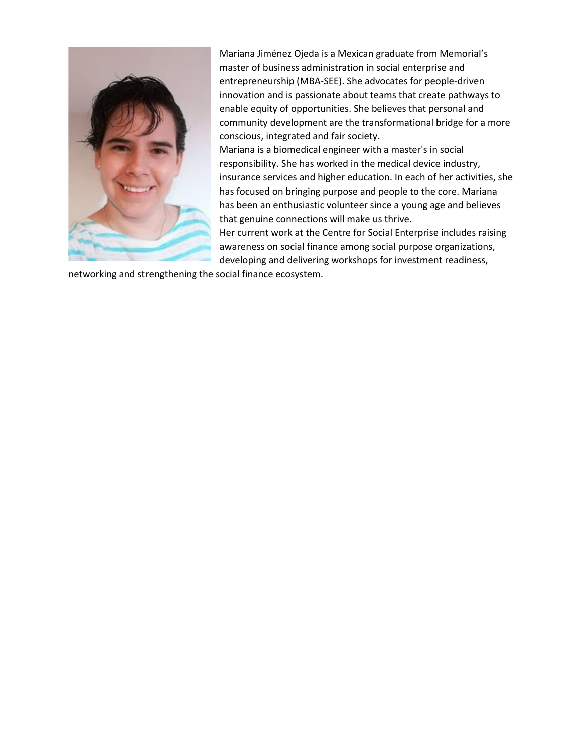Mariana Jiménez Ojeda is a Mexican graduate from Memorial's master of business administration in social enterprise and entrepreneurship (MBA-SEE). She advocates for people-driven innovation and is passionate about teams that create pathways to enable equity of opportunities. She believes that personal and community development are the transformational bridge for a more conscious, integrated and fair society.

Mariana is a biomedical engineer with a master's in social responsibility. She has worked in the medical device industry, insurance services and higher education. In each of her activities, she has focused on bringing purpose and people to the core. Mariana has been an enthusiastic volunteer since a young age and believes that genuine connections will make us thrive.

Her current work at the Centre for Social Enterprise includes raising awareness on social finance among social purpose organizations, developing and delivering workshops for investment readiness, networking and strengthening the social finance ecosystem.